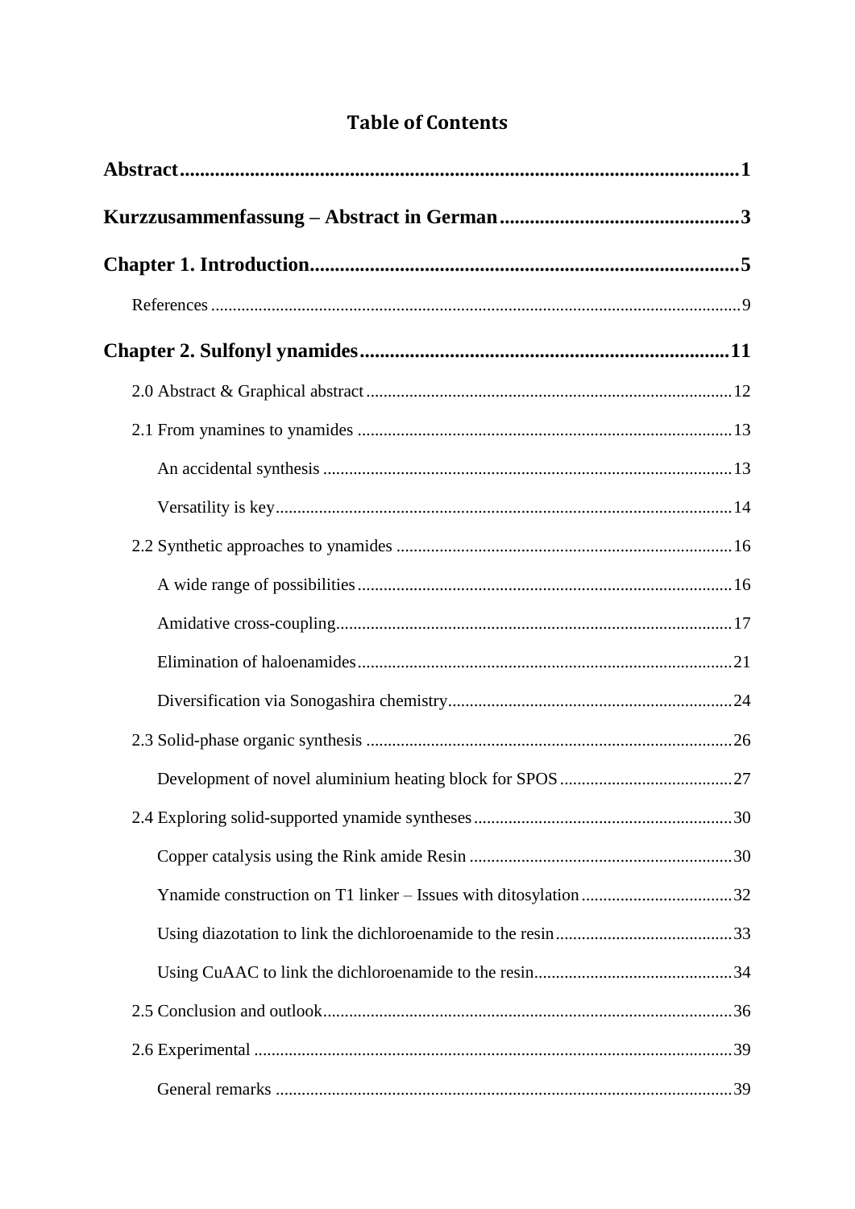# Table of Contents

**Abstract** ........................................................................................................ **1**

**Kurzzusammenfassung – Abstract in German** ........................................ **3**

**Chapter 1. Introduction** ........................................................................... **5**

References ....................................................................................................... 9

**Chapter 2. Sulfonyl ynamides** ................................................................ **11**

2.0 Abstract & Graphical abstract ................................................................ 12

2.1 From ynamines to ynamides ................................................................. 13

An accidental synthesis ................................................................................ 13

Versatility is key ........................................................................................... 14

2.2 Synthetic approaches to ynamides ........................................................ 16

A wide range of possibilities ........................................................................ 16

Amidative cross-coupling .............................................................................. 17

Elimination of haloenamides ........................................................................ 21

Diversification via Sonogashira chemistry .................................................... 24

2.3 Solid-phase organic synthesis ................................................................ 26

Development of novel aluminium heating block for SPOS .......................... 27

2.4 Exploring solid-supported ynamide syntheses ....................................... 30

Copper catalysis using the Rink amide Resin ................................................ 30

Ynamide construction on T1 linker – Issues with ditosylation ..................... 32

Using diazotation to link the dichloroenamide to the resin ........................... 33

Using CuAAC to link the dichloroenamide to the resin ................................. 34

2.5 Conclusion and outlook .......................................................................... 36

2.6 Experimental .......................................................................................... 39

General remarks ............................................................................................ 39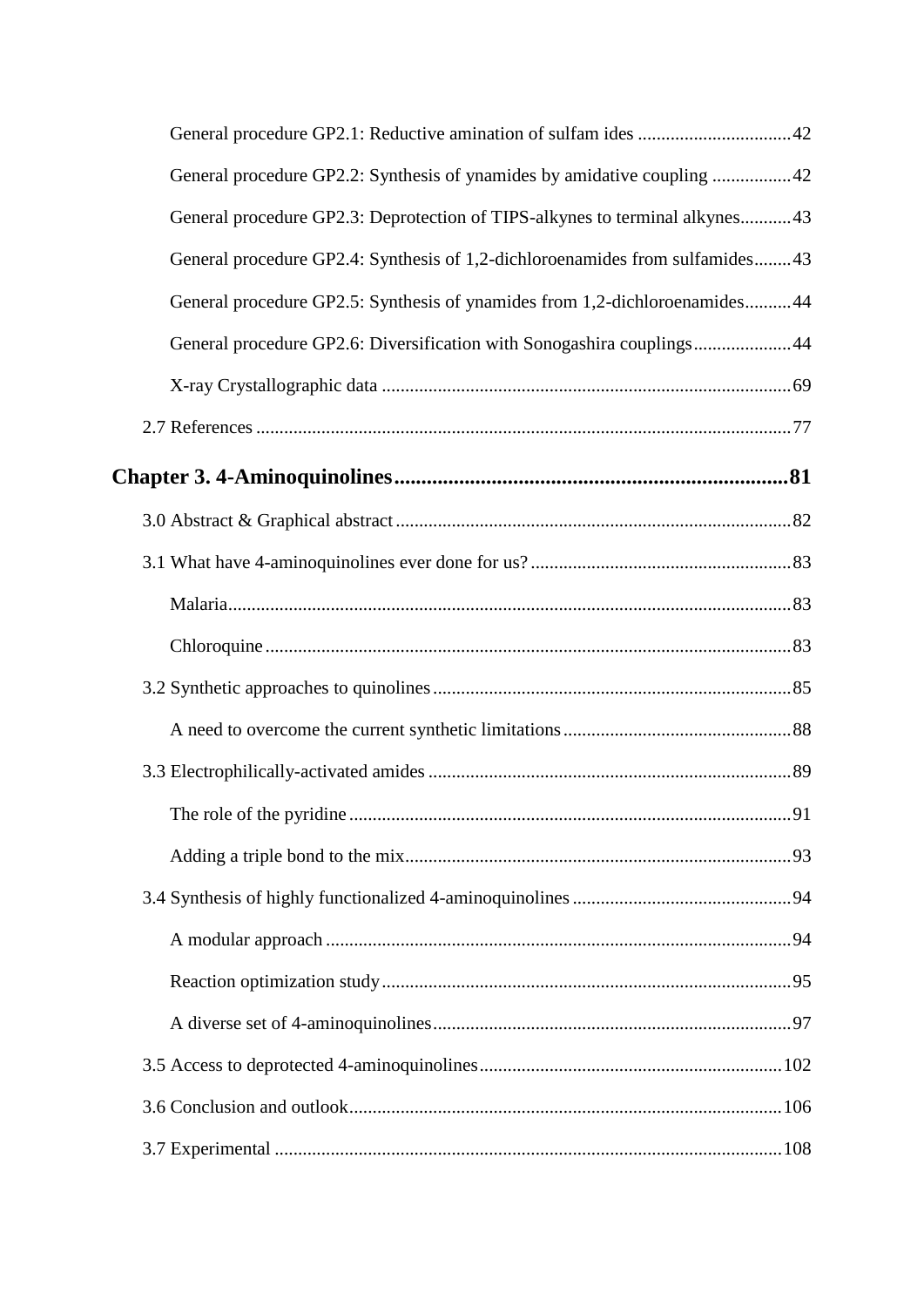General procedure GP2.1: Reductive amination of sulfam ides .................................42

General procedure GP2.2: Synthesis of ynamides by amidative coupling .................42

General procedure GP2.3: Deprotection of TIPS-alkynes to terminal alkynes...........43

General procedure GP2.4: Synthesis of 1,2-dichloroenamides from sulfamides........43

General procedure GP2.5: Synthesis of ynamides from 1,2-dichloroenamides..........44

General procedure GP2.6: Diversification with Sonogashira couplings.....................44

X-ray Crystallographic data .......................................................................................69

2.7 References ..................................................................................................................77

**Chapter 3. 4-Aminoquinolines........................................................................81**

3.0 Abstract & Graphical abstract .....................................................................................82

3.1 What have 4-aminoquinolines ever done for us? .......................................................83

Malaria.........................................................................................................................83

Chloroquine ................................................................................................................83

3.2 Synthetic approaches to quinolines ............................................................................85

A need to overcome the current synthetic limitations ................................................88

3.3 Electrophilically-activated amides .............................................................................89

The role of the pyridine ..............................................................................................91

Adding a triple bond to the mix..................................................................................93

3.4 Synthesis of highly functionalized 4-aminoquinolines ..............................................94

A modular approach ...................................................................................................94

Reaction optimization study .......................................................................................95

A diverse set of 4-aminoquinolines.............................................................................97

3.5 Access to deprotected 4-aminoquinolines.................................................................102

3.6 Conclusion and outlook.............................................................................................106

3.7 Experimental ............................................................................................................108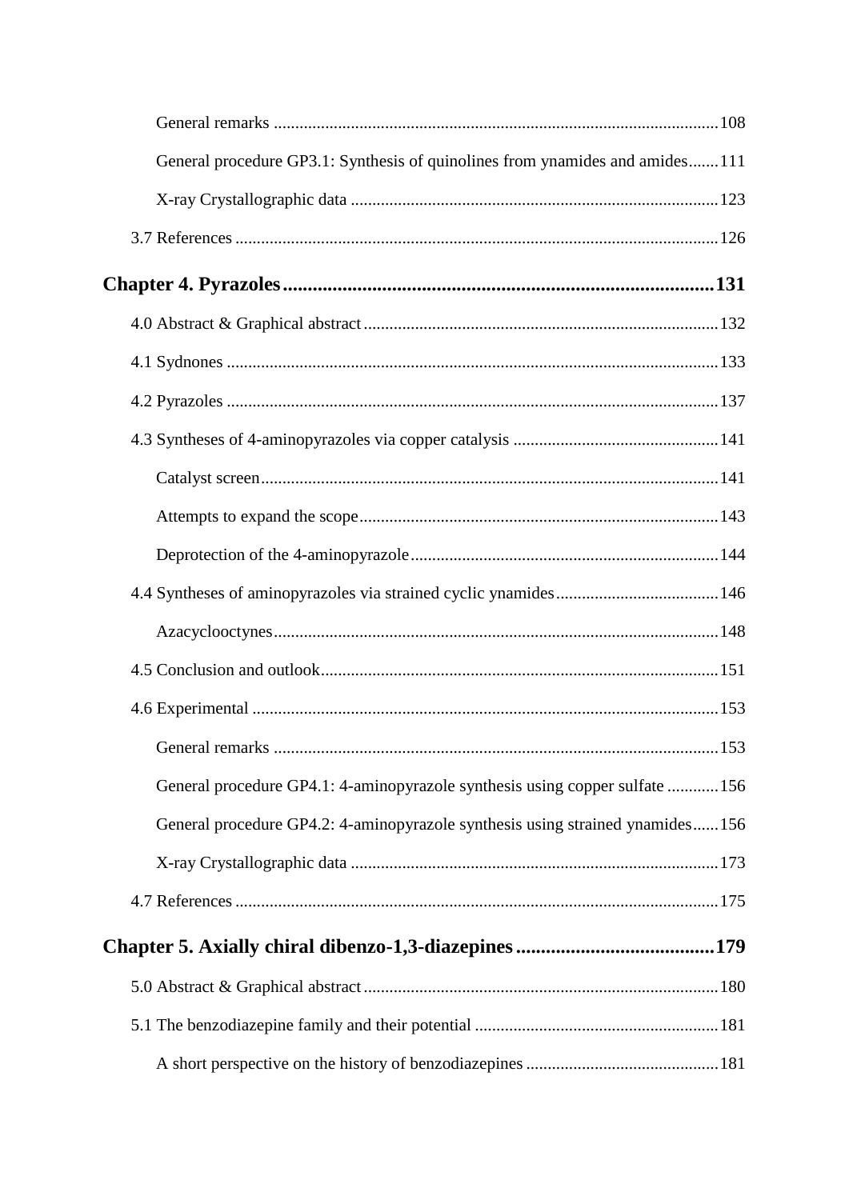General remarks ....................................................................................................108

General procedure GP3.1: Synthesis of quinolines from ynamides and amides.......111

X-ray Crystallographic data .....................................................................................123

3.7 References ................................................................................................................126

**Chapter 4. Pyrazoles.......................................................................................131**

4.0 Abstract & Graphical abstract ..................................................................................132

4.1 Sydnones ..................................................................................................................133

4.2 Pyrazoles ..................................................................................................................137

4.3 Syntheses of 4-aminopyrazoles via copper catalysis ................................................141

Catalyst screen...........................................................................................................141

Attempts to expand the scope...................................................................................143

Deprotection of the 4-aminopyrazole........................................................................144

4.4 Syntheses of aminopyrazoles via strained cyclic ynamides......................................146

Azacyclooctynes........................................................................................................148

4.5 Conclusion and outlook............................................................................................151

4.6 Experimental ............................................................................................................153

General remarks ........................................................................................................153

General procedure GP4.1: 4-aminopyrazole synthesis using copper sulfate ............156

General procedure GP4.2: 4-aminopyrazole synthesis using strained ynamides......156

X-ray Crystallographic data .....................................................................................173

4.7 References ................................................................................................................175

**Chapter 5. Axially chiral dibenzo-1,3-diazepines........................................179**

5.0 Abstract & Graphical abstract ..................................................................................180

5.1 The benzodiazepine family and their potential .........................................................181

A short perspective on the history of benzodiazepines .............................................181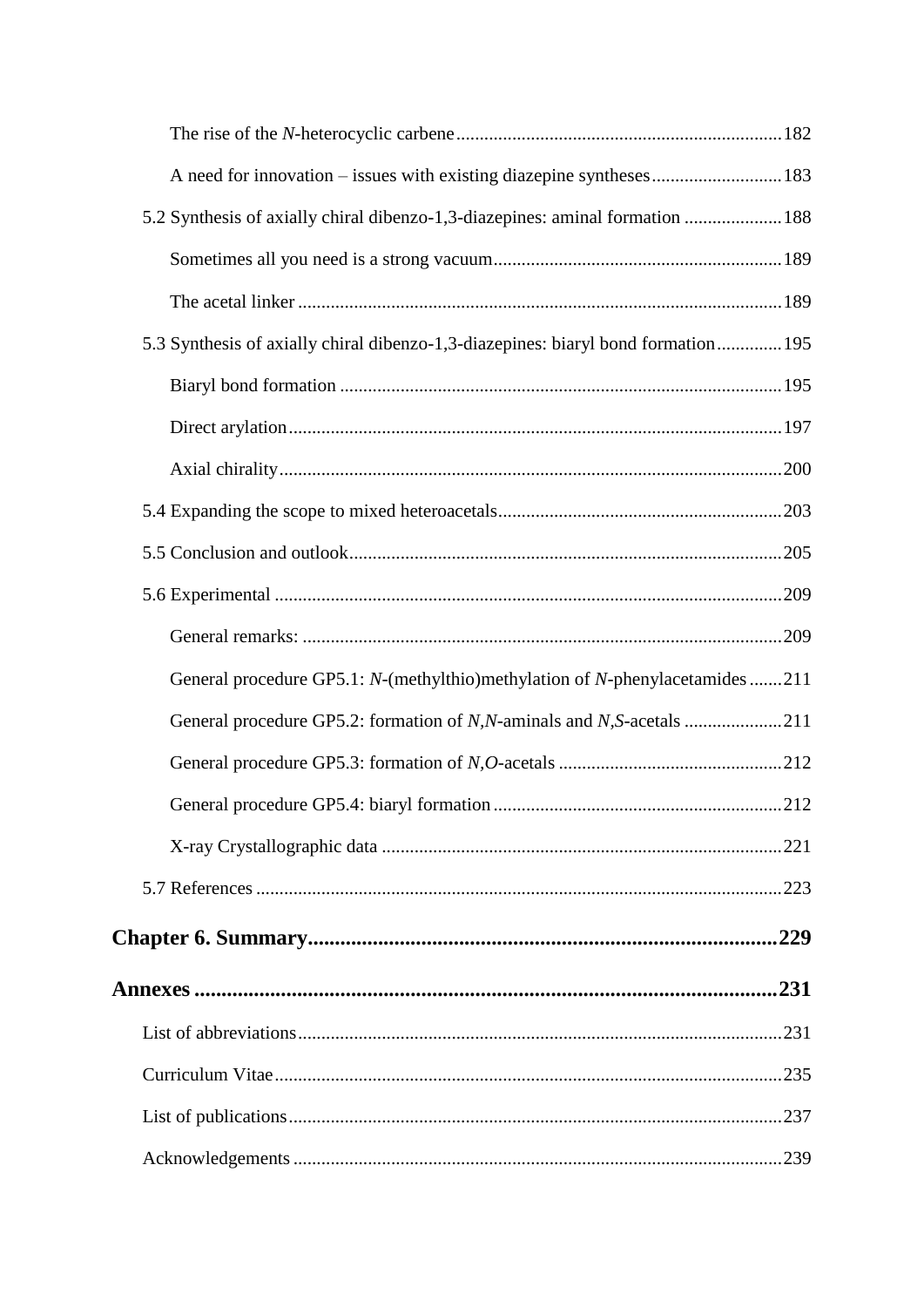The rise of the *N*-heterocyclic carbene ....................................................................182

A need for innovation – issues with existing diazepine syntheses ............................183

5.2 Synthesis of axially chiral dibenzo-1,3-diazepines: aminal formation .....................188

Sometimes all you need is a strong vacuum..............................................................189

The acetal linker .......................................................................................................189

5.3 Synthesis of axially chiral dibenzo-1,3-diazepines: biaryl bond formation..............195

Biaryl bond formation ..............................................................................................195

Direct arylation.........................................................................................................197

Axial chirality...........................................................................................................200

5.4 Expanding the scope to mixed heteroacetals.............................................................203

5.5 Conclusion and outlook............................................................................................205

5.6 Experimental ............................................................................................................209

General remarks: ......................................................................................................209

General procedure GP5.1: *N*-(methylthio)methylation of *N*-phenylacetamides .......211

General procedure GP5.2: formation of *N*,*N*-aminals and *N*,*S*-acetals .....................211

General procedure GP5.3: formation of *N*,*O*-acetals ................................................212

General procedure GP5.4: biaryl formation ..............................................................212

X-ray Crystallographic data .....................................................................................221

5.7 References ................................................................................................................223

**Chapter 6. Summary......................................................................................229**

**Annexes ...........................................................................................................231**

List of abbreviations........................................................................................................231

Curriculum Vitae.............................................................................................................235

List of publications..........................................................................................................237

Acknowledgements .........................................................................................................239